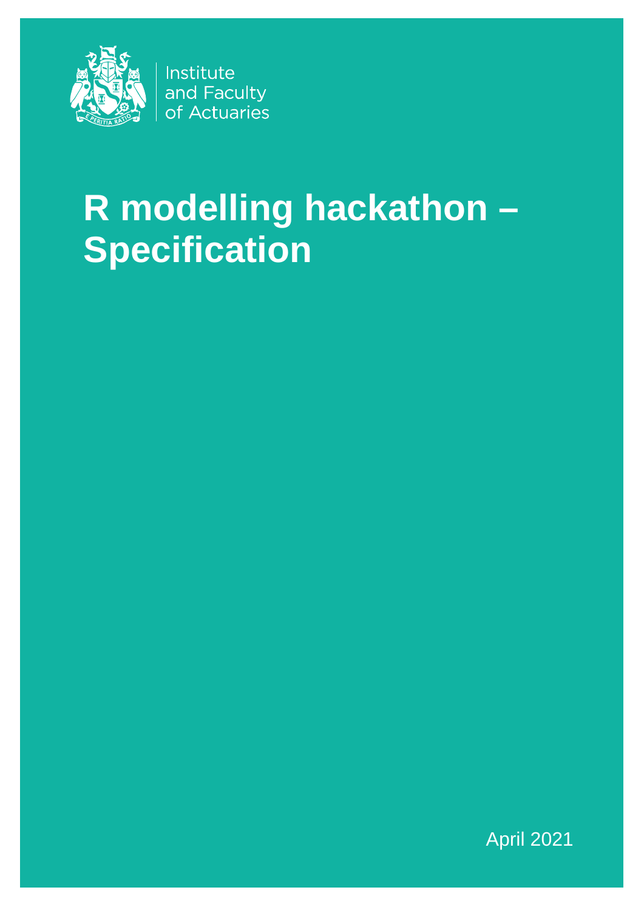Institute
and Faculty
of Actuaries

# R modelling hackathon – Specification

April 2021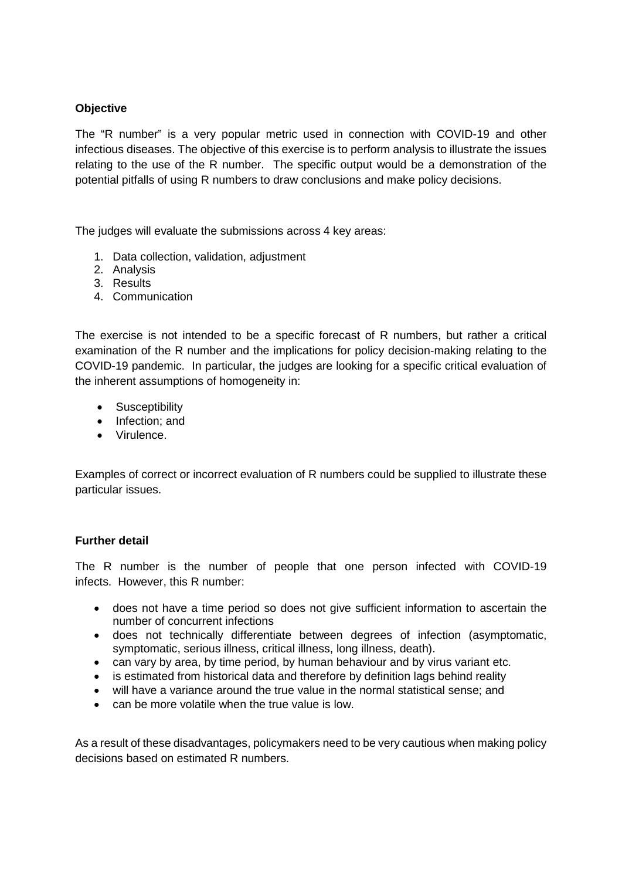**Objective**

The “R number” is a very popular metric used in connection with COVID-19 and other infectious diseases. The objective of this exercise is to perform analysis to illustrate the issues relating to the use of the R number. The specific output would be a demonstration of the potential pitfalls of using R numbers to draw conclusions and make policy decisions.

The judges will evaluate the submissions across 4 key areas:

1. Data collection, validation, adjustment
2. Analysis
3. Results
4. Communication

The exercise is not intended to be a specific forecast of R numbers, but rather a critical examination of the R number and the implications for policy decision-making relating to the COVID-19 pandemic. In particular, the judges are looking for a specific critical evaluation of the inherent assumptions of homogeneity in:

- Susceptibility
- Infection; and
- Virulence.

Examples of correct or incorrect evaluation of R numbers could be supplied to illustrate these particular issues.

**Further detail**

The R number is the number of people that one person infected with COVID-19 infects. However, this R number:

- does not have a time period so does not give sufficient information to ascertain the number of concurrent infections
- does not technically differentiate between degrees of infection (asymptomatic, symptomatic, serious illness, critical illness, long illness, death).
- can vary by area, by time period, by human behaviour and by virus variant etc.
- is estimated from historical data and therefore by definition lags behind reality
- will have a variance around the true value in the normal statistical sense; and
- can be more volatile when the true value is low.

As a result of these disadvantages, policymakers need to be very cautious when making policy decisions based on estimated R numbers.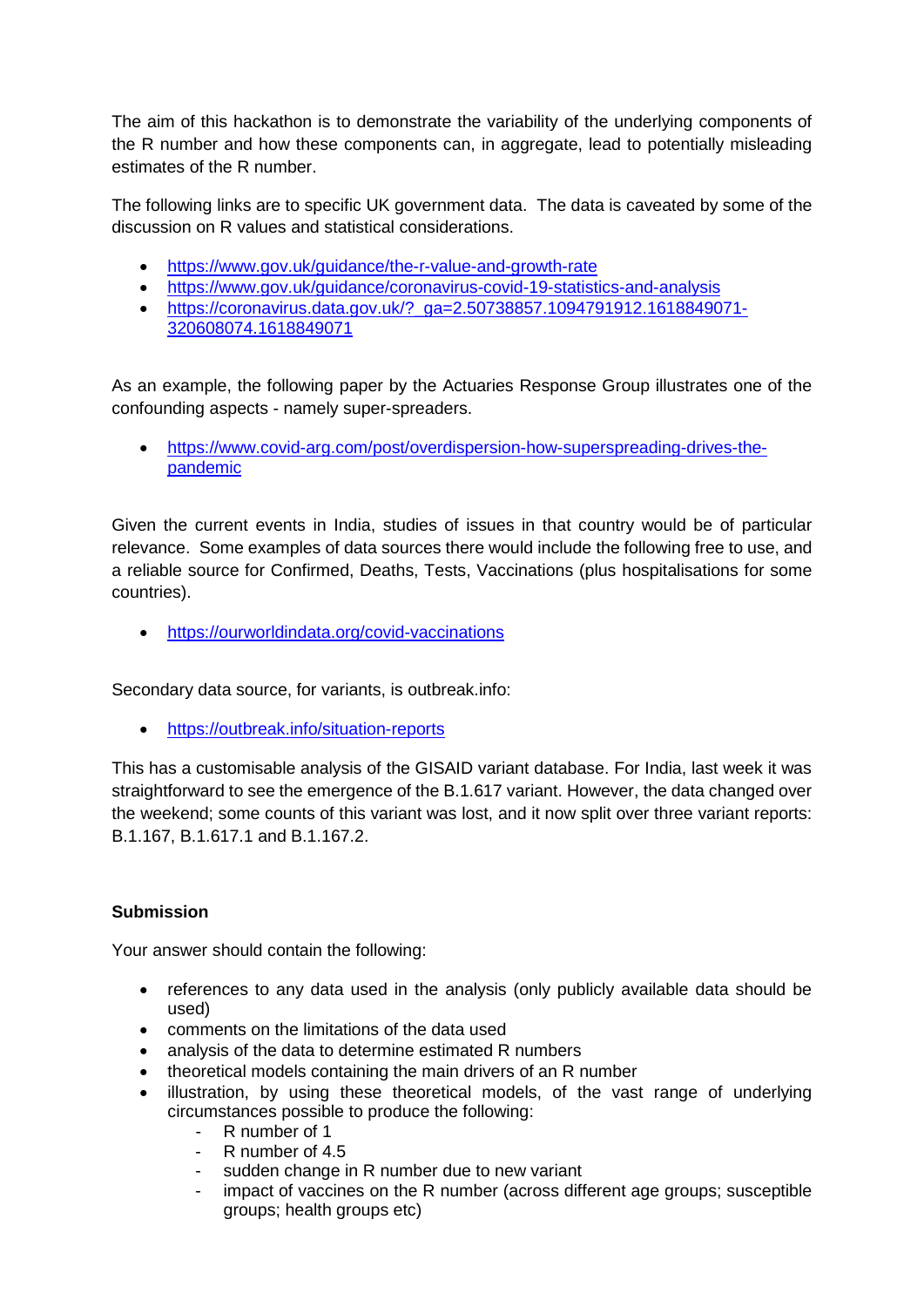The aim of this hackathon is to demonstrate the variability of the underlying components of the R number and how these components can, in aggregate, lead to potentially misleading estimates of the R number.

The following links are to specific UK government data. The data is caveated by some of the discussion on R values and statistical considerations.

- https://www.gov.uk/guidance/the-r-value-and-growth-rate
- https://www.gov.uk/guidance/coronavirus-covid-19-statistics-and-analysis
- https://coronavirus.data.gov.uk/?_ga=2.50738857.1094791912.1618849071-320608074.1618849071

As an example, the following paper by the Actuaries Response Group illustrates one of the confounding aspects - namely super-spreaders.

- https://www.covid-arg.com/post/overdispersion-how-superspreading-drives-the-pandemic

Given the current events in India, studies of issues in that country would be of particular relevance. Some examples of data sources there would include the following free to use, and a reliable source for Confirmed, Deaths, Tests, Vaccinations (plus hospitalisations for some countries).

- https://ourworldindata.org/covid-vaccinations

Secondary data source, for variants, is outbreak.info:

- https://outbreak.info/situation-reports

This has a customisable analysis of the GISAID variant database. For India, last week it was straightforward to see the emergence of the B.1.617 variant. However, the data changed over the weekend; some counts of this variant was lost, and it now split over three variant reports: B.1.167, B.1.617.1 and B.1.167.2.

**Submission**

Your answer should contain the following:

- references to any data used in the analysis (only publicly available data should be used)
- comments on the limitations of the data used
- analysis of the data to determine estimated R numbers
- theoretical models containing the main drivers of an R number
- illustration, by using these theoretical models, of the vast range of underlying circumstances possible to produce the following:
  - R number of 1
  - R number of 4.5
  - sudden change in R number due to new variant
  - impact of vaccines on the R number (across different age groups; susceptible groups; health groups etc)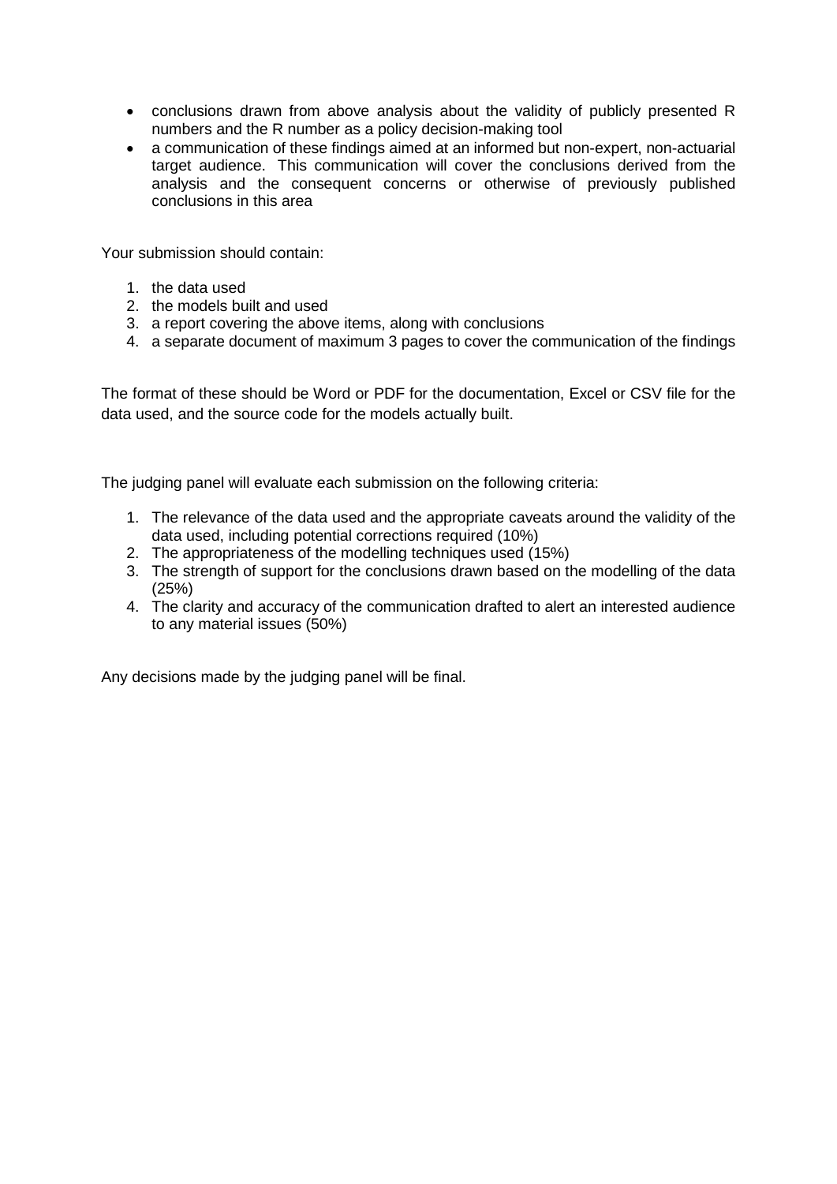- conclusions drawn from above analysis about the validity of publicly presented R numbers and the R number as a policy decision-making tool
- a communication of these findings aimed at an informed but non-expert, non-actuarial target audience. This communication will cover the conclusions derived from the analysis and the consequent concerns or otherwise of previously published conclusions in this area

Your submission should contain:

1. the data used
2. the models built and used
3. a report covering the above items, along with conclusions
4. a separate document of maximum 3 pages to cover the communication of the findings

The format of these should be Word or PDF for the documentation, Excel or CSV file for the data used, and the source code for the models actually built.

The judging panel will evaluate each submission on the following criteria:

1. The relevance of the data used and the appropriate caveats around the validity of the data used, including potential corrections required (10%)
2. The appropriateness of the modelling techniques used (15%)
3. The strength of support for the conclusions drawn based on the modelling of the data (25%)
4. The clarity and accuracy of the communication drafted to alert an interested audience to any material issues (50%)

Any decisions made by the judging panel will be final.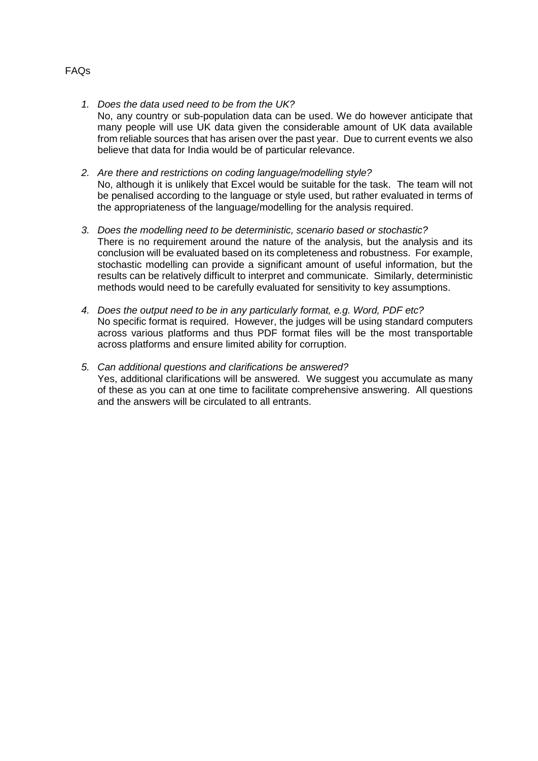FAQs

1. *Does the data used need to be from the UK?*
   No, any country or sub-population data can be used. We do however anticipate that many people will use UK data given the considerable amount of UK data available from reliable sources that has arisen over the past year. Due to current events we also believe that data for India would be of particular relevance.

2. *Are there and restrictions on coding language/modelling style?*
   No, although it is unlikely that Excel would be suitable for the task. The team will not be penalised according to the language or style used, but rather evaluated in terms of the appropriateness of the language/modelling for the analysis required.

3. *Does the modelling need to be deterministic, scenario based or stochastic?*
   There is no requirement around the nature of the analysis, but the analysis and its conclusion will be evaluated based on its completeness and robustness. For example, stochastic modelling can provide a significant amount of useful information, but the results can be relatively difficult to interpret and communicate. Similarly, deterministic methods would need to be carefully evaluated for sensitivity to key assumptions.

4. *Does the output need to be in any particularly format, e.g. Word, PDF etc?*
   No specific format is required. However, the judges will be using standard computers across various platforms and thus PDF format files will be the most transportable across platforms and ensure limited ability for corruption.

5. *Can additional questions and clarifications be answered?*
   Yes, additional clarifications will be answered. We suggest you accumulate as many of these as you can at one time to facilitate comprehensive answering. All questions and the answers will be circulated to all entrants.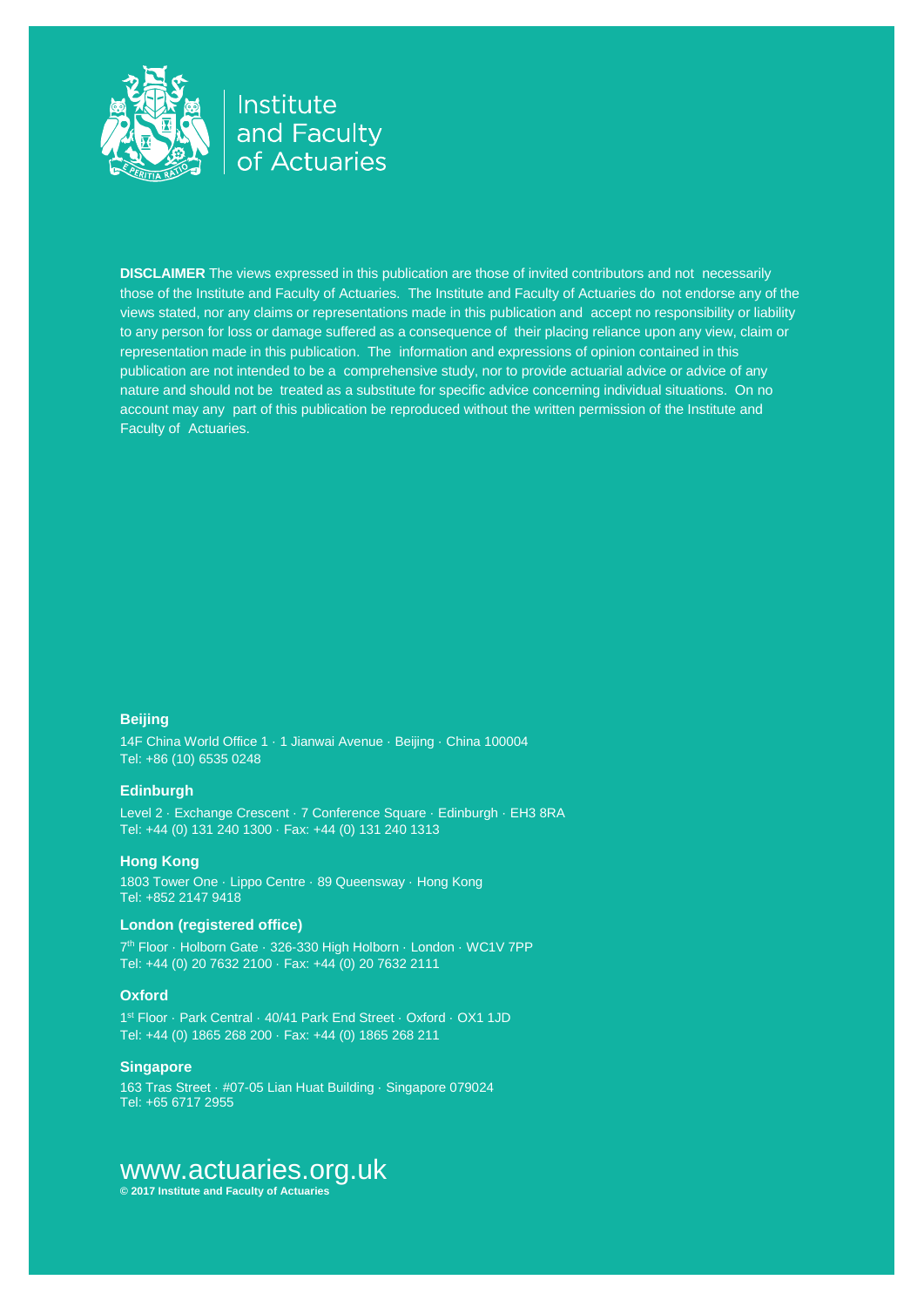Institute and Faculty of Actuaries

**DISCLAIMER** The views expressed in this publication are those of invited contributors and not necessarily those of the Institute and Faculty of Actuaries. The Institute and Faculty of Actuaries do not endorse any of the views stated, nor any claims or representations made in this publication and accept no responsibility or liability to any person for loss or damage suffered as a consequence of their placing reliance upon any view, claim or representation made in this publication. The information and expressions of opinion contained in this publication are not intended to be a comprehensive study, nor to provide actuarial advice or advice of any nature and should not be treated as a substitute for specific advice concerning individual situations. On no account may any part of this publication be reproduced without the written permission of the Institute and Faculty of Actuaries.

**Beijing**

14F China World Office 1 · 1 Jianwai Avenue · Beijing · China 100004
Tel: +86 (10) 6535 0248

**Edinburgh**

Level 2 · Exchange Crescent · 7 Conference Square · Edinburgh · EH3 8RA
Tel: +44 (0) 131 240 1300 · Fax: +44 (0) 131 240 1313

**Hong Kong**

1803 Tower One · Lippo Centre · 89 Queensway · Hong Kong
Tel: +852 2147 9418

**London (registered office)**

7th Floor · Holborn Gate · 326-330 High Holborn · London · WC1V 7PP
Tel: +44 (0) 20 7632 2100 · Fax: +44 (0) 20 7632 2111

**Oxford**

1st Floor · Park Central · 40/41 Park End Street · Oxford · OX1 1JD
Tel: +44 (0) 1865 268 200 · Fax: +44 (0) 1865 268 211

**Singapore**

163 Tras Street · #07-05 Lian Huat Building · Singapore 079024
Tel: +65 6717 2955

www.actuaries.org.uk

**© 2017 Institute and Faculty of Actuaries**